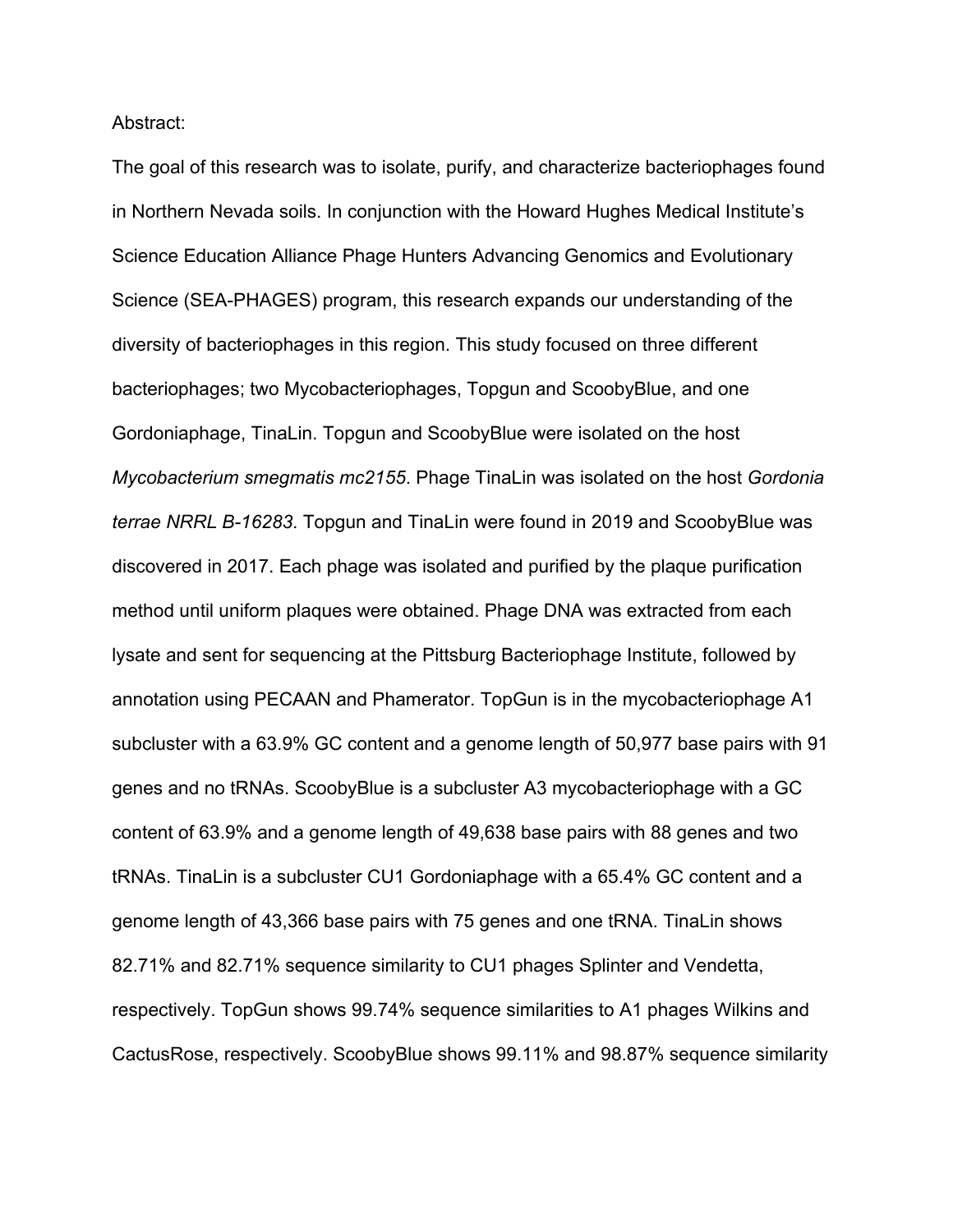Abstract:

The goal of this research was to isolate, purify, and characterize bacteriophages found in Northern Nevada soils. In conjunction with the Howard Hughes Medical Institute's Science Education Alliance Phage Hunters Advancing Genomics and Evolutionary Science (SEA-PHAGES) program, this research expands our understanding of the diversity of bacteriophages in this region. This study focused on three different bacteriophages; two Mycobacteriophages, Topgun and ScoobyBlue, and one Gordoniaphage, TinaLin. Topgun and ScoobyBlue were isolated on the host *Mycobacterium smegmatis mc2155*. Phage TinaLin was isolated on the host *Gordonia terrae NRRL B-16283*. Topgun and TinaLin were found in 2019 and ScoobyBlue was discovered in 2017. Each phage was isolated and purified by the plaque purification method until uniform plaques were obtained. Phage DNA was extracted from each lysate and sent for sequencing at the Pittsburg Bacteriophage Institute, followed by annotation using PECAAN and Phamerator. TopGun is in the mycobacteriophage A1 subcluster with a 63.9% GC content and a genome length of 50,977 base pairs with 91 genes and no tRNAs. ScoobyBlue is a subcluster A3 mycobacteriophage with a GC content of 63.9% and a genome length of 49,638 base pairs with 88 genes and two tRNAs. TinaLin is a subcluster CU1 Gordoniaphage with a 65.4% GC content and a genome length of 43,366 base pairs with 75 genes and one tRNA. TinaLin shows 82.71% and 82.71% sequence similarity to CU1 phages Splinter and Vendetta, respectively. TopGun shows 99.74% sequence similarities to A1 phages Wilkins and CactusRose, respectively. ScoobyBlue shows 99.11% and 98.87% sequence similarity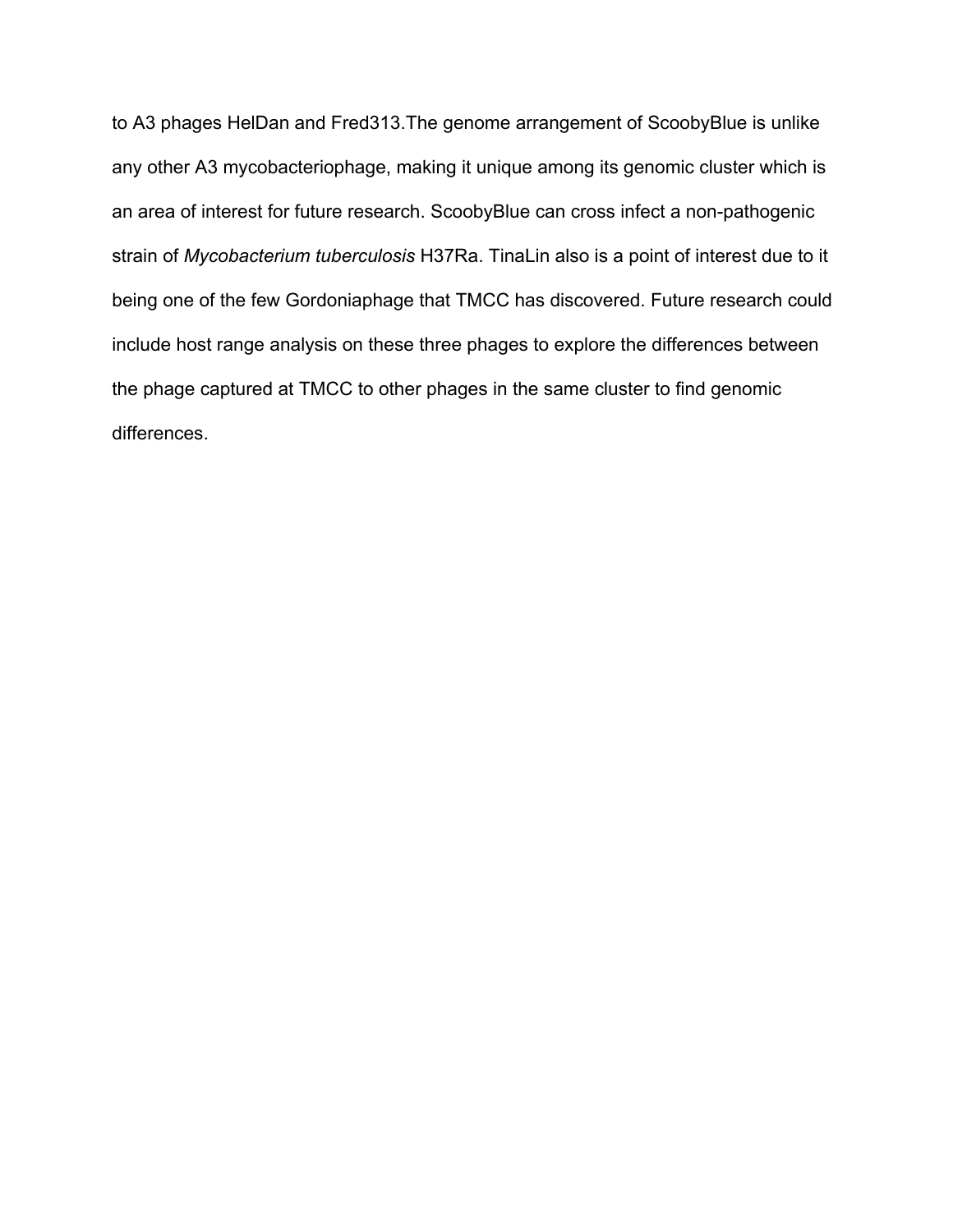to A3 phages HelDan and Fred313.The genome arrangement of ScoobyBlue is unlike any other A3 mycobacteriophage, making it unique among its genomic cluster which is an area of interest for future research. ScoobyBlue can cross infect a non-pathogenic strain of *Mycobacterium tuberculosis* H37Ra. TinaLin also is a point of interest due to it being one of the few Gordoniaphage that TMCC has discovered. Future research could include host range analysis on these three phages to explore the differences between the phage captured at TMCC to other phages in the same cluster to find genomic differences.